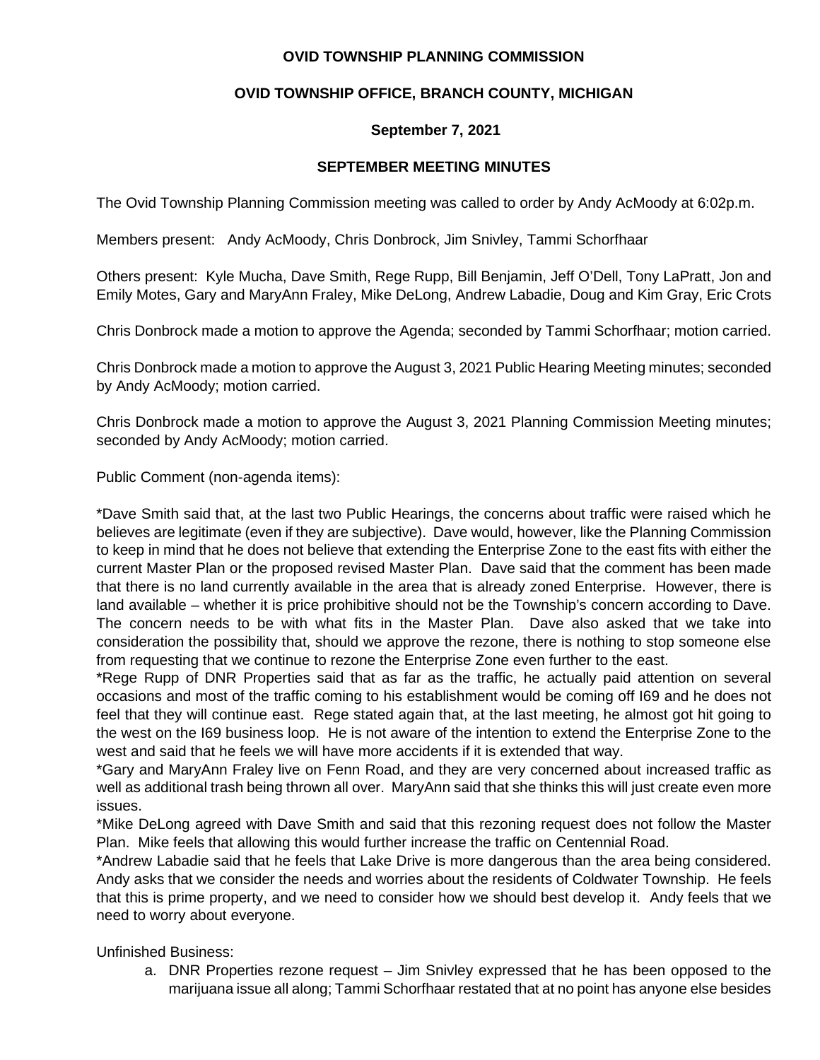**OVID TOWNSHIP PLANNING COMMISSION**

**OVID TOWNSHIP OFFICE, BRANCH COUNTY, MICHIGAN**

**September 7, 2021**

**SEPTEMBER MEETING MINUTES**

The Ovid Township Planning Commission meeting was called to order by Andy AcMoody at 6:02p.m.

Members present: Andy AcMoody, Chris Donbrock, Jim Snivley, Tammi Schorfhaar

Others present: Kyle Mucha, Dave Smith, Rege Rupp, Bill Benjamin, Jeff O'Dell, Tony LaPratt, Jon and Emily Motes, Gary and MaryAnn Fraley, Mike DeLong, Andrew Labadie, Doug and Kim Gray, Eric Crots

Chris Donbrock made a motion to approve the Agenda; seconded by Tammi Schorfhaar; motion carried.

Chris Donbrock made a motion to approve the August 3, 2021 Public Hearing Meeting minutes; seconded by Andy AcMoody; motion carried.

Chris Donbrock made a motion to approve the August 3, 2021 Planning Commission Meeting minutes; seconded by Andy AcMoody; motion carried.

Public Comment (non-agenda items):

*Dave Smith said that, at the last two Public Hearings, the concerns about traffic were raised which he believes are legitimate (even if they are subjective). Dave would, however, like the Planning Commission to keep in mind that he does not believe that extending the Enterprise Zone to the east fits with either the current Master Plan or the proposed revised Master Plan. Dave said that the comment has been made that there is no land currently available in the area that is already zoned Enterprise. However, there is land available – whether it is price prohibitive should not be the Township's concern according to Dave. The concern needs to be with what fits in the Master Plan. Dave also asked that we take into consideration the possibility that, should we approve the rezone, there is nothing to stop someone else from requesting that we continue to rezone the Enterprise Zone even further to the east.
*Rege Rupp of DNR Properties said that as far as the traffic, he actually paid attention on several occasions and most of the traffic coming to his establishment would be coming off I69 and he does not feel that they will continue east. Rege stated again that, at the last meeting, he almost got hit going to the west on the I69 business loop. He is not aware of the intention to extend the Enterprise Zone to the west and said that he feels we will have more accidents if it is extended that way.
*Gary and MaryAnn Fraley live on Fenn Road, and they are very concerned about increased traffic as well as additional trash being thrown all over. MaryAnn said that she thinks this will just create even more issues.
*Mike DeLong agreed with Dave Smith and said that this rezoning request does not follow the Master Plan. Mike feels that allowing this would further increase the traffic on Centennial Road.
*Andrew Labadie said that he feels that Lake Drive is more dangerous than the area being considered. Andy asks that we consider the needs and worries about the residents of Coldwater Township. He feels that this is prime property, and we need to consider how we should best develop it. Andy feels that we need to worry about everyone.

Unfinished Business:

a. DNR Properties rezone request – Jim Snivley expressed that he has been opposed to the marijuana issue all along; Tammi Schorfhaar restated that at no point has anyone else besides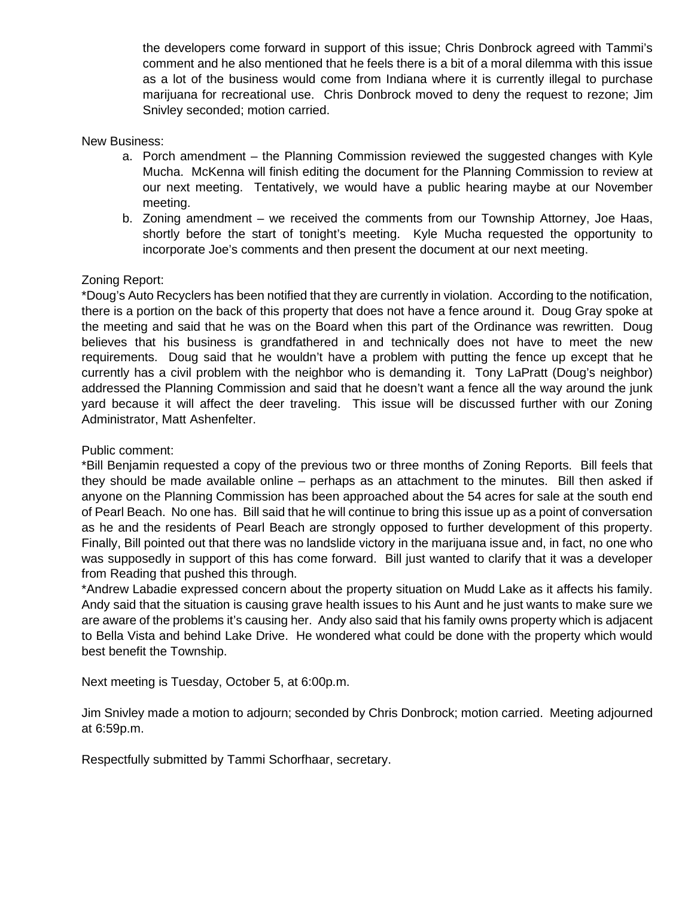the developers come forward in support of this issue; Chris Donbrock agreed with Tammi's comment and he also mentioned that he feels there is a bit of a moral dilemma with this issue as a lot of the business would come from Indiana where it is currently illegal to purchase marijuana for recreational use. Chris Donbrock moved to deny the request to rezone; Jim Snivley seconded; motion carried.

New Business:

a. Porch amendment – the Planning Commission reviewed the suggested changes with Kyle Mucha. McKenna will finish editing the document for the Planning Commission to review at our next meeting. Tentatively, we would have a public hearing maybe at our November meeting.
b. Zoning amendment – we received the comments from our Township Attorney, Joe Haas, shortly before the start of tonight's meeting. Kyle Mucha requested the opportunity to incorporate Joe's comments and then present the document at our next meeting.

Zoning Report:

*Doug's Auto Recyclers has been notified that they are currently in violation. According to the notification, there is a portion on the back of this property that does not have a fence around it. Doug Gray spoke at the meeting and said that he was on the Board when this part of the Ordinance was rewritten. Doug believes that his business is grandfathered in and technically does not have to meet the new requirements. Doug said that he wouldn't have a problem with putting the fence up except that he currently has a civil problem with the neighbor who is demanding it. Tony LaPratt (Doug's neighbor) addressed the Planning Commission and said that he doesn't want a fence all the way around the junk yard because it will affect the deer traveling. This issue will be discussed further with our Zoning Administrator, Matt Ashenfelter.

Public comment:

*Bill Benjamin requested a copy of the previous two or three months of Zoning Reports. Bill feels that they should be made available online – perhaps as an attachment to the minutes. Bill then asked if anyone on the Planning Commission has been approached about the 54 acres for sale at the south end of Pearl Beach. No one has. Bill said that he will continue to bring this issue up as a point of conversation as he and the residents of Pearl Beach are strongly opposed to further development of this property. Finally, Bill pointed out that there was no landslide victory in the marijuana issue and, in fact, no one who was supposedly in support of this has come forward. Bill just wanted to clarify that it was a developer from Reading that pushed this through.

*Andrew Labadie expressed concern about the property situation on Mudd Lake as it affects his family. Andy said that the situation is causing grave health issues to his Aunt and he just wants to make sure we are aware of the problems it's causing her. Andy also said that his family owns property which is adjacent to Bella Vista and behind Lake Drive. He wondered what could be done with the property which would best benefit the Township.

Next meeting is Tuesday, October 5, at 6:00p.m.

Jim Snivley made a motion to adjourn; seconded by Chris Donbrock; motion carried. Meeting adjourned at 6:59p.m.

Respectfully submitted by Tammi Schorfhaar, secretary.